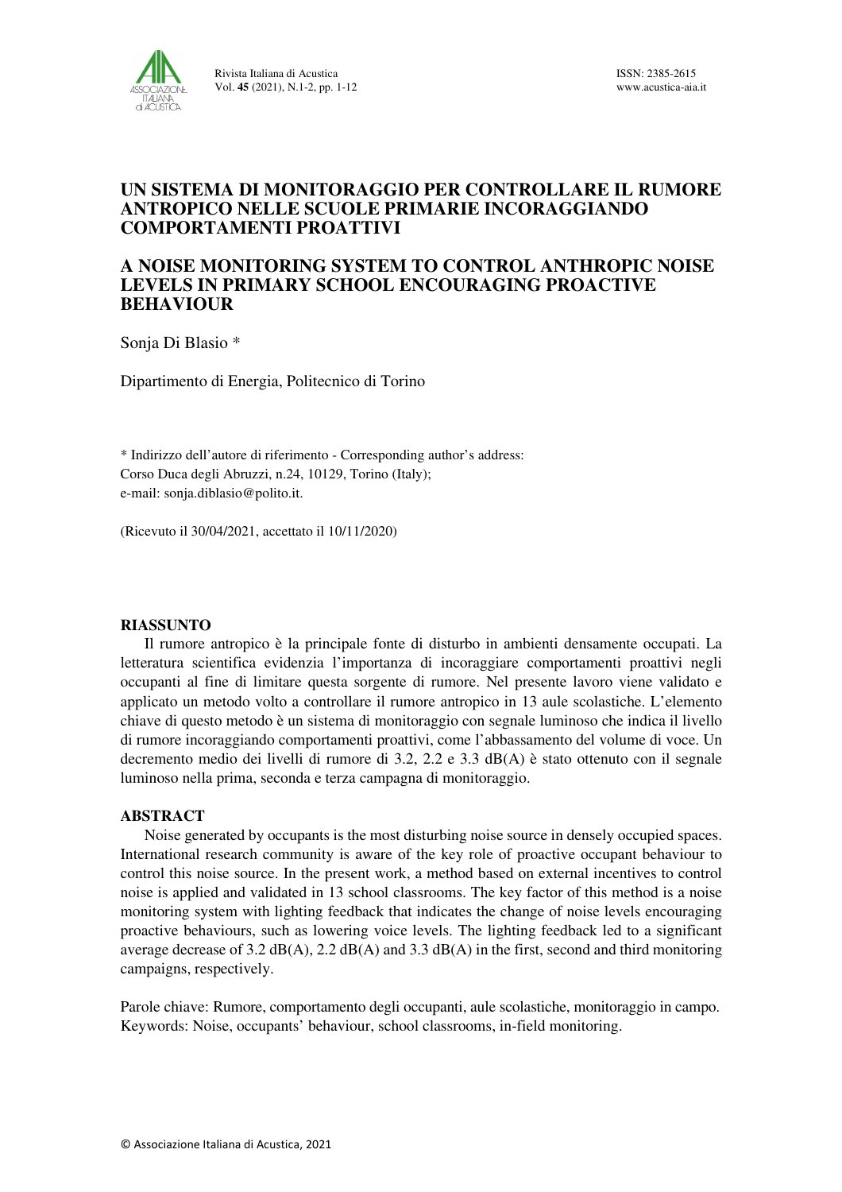# UN SISTEMA DI MONITORAGGIO PER CONTROLLARE IL RUMORE ANTROPICO NELLE SCUOLE PRIMARIE INCORAGGIANDO COMPORTAMENTI PROATTIVI

# A NOISE MONITORING SYSTEM TO CONTROL ANTHROPIC NOISE LEVELS IN PRIMARY SCHOOL ENCOURAGING PROACTIVE BEHAVIOUR

Sonja Di Blasio *

Dipartimento di Energia, Politecnico di Torino

\* Indirizzo dell'autore di riferimento - Corresponding author's address:
Corso Duca degli Abruzzi, n.24, 10129, Torino (Italy);
e-mail: sonja.diblasio@polito.it.

(Ricevuto il 30/04/2021, accettato il 10/11/2020)

## RIASSUNTO

Il rumore antropico è la principale fonte di disturbo in ambienti densamente occupati. La letteratura scientifica evidenzia l'importanza di incoraggiare comportamenti proattivi negli occupanti al fine di limitare questa sorgente di rumore. Nel presente lavoro viene validato e applicato un metodo volto a controllare il rumore antropico in 13 aule scolastiche. L'elemento chiave di questo metodo è un sistema di monitoraggio con segnale luminoso che indica il livello di rumore incoraggiando comportamenti proattivi, come l'abbassamento del volume di voce. Un decremento medio dei livelli di rumore di 3.2, 2.2 e 3.3 dB(A) è stato ottenuto con il segnale luminoso nella prima, seconda e terza campagna di monitoraggio.

## ABSTRACT

Noise generated by occupants is the most disturbing noise source in densely occupied spaces. International research community is aware of the key role of proactive occupant behaviour to control this noise source. In the present work, a method based on external incentives to control noise is applied and validated in 13 school classrooms. The key factor of this method is a noise monitoring system with lighting feedback that indicates the change of noise levels encouraging proactive behaviours, such as lowering voice levels. The lighting feedback led to a significant average decrease of 3.2 dB(A), 2.2 dB(A) and 3.3 dB(A) in the first, second and third monitoring campaigns, respectively.

Parole chiave: Rumore, comportamento degli occupanti, aule scolastiche, monitoraggio in campo.
Keywords: Noise, occupants' behaviour, school classrooms, in-field monitoring.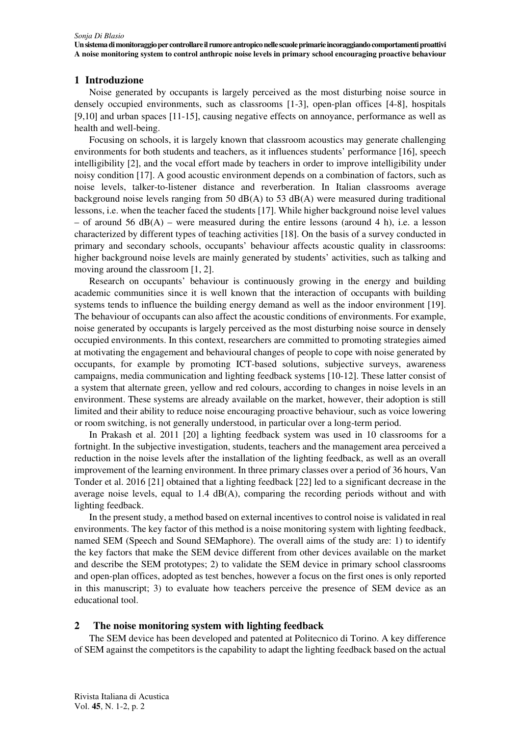## 1 Introduzione

Noise generated by occupants is largely perceived as the most disturbing noise source in densely occupied environments, such as classrooms [1-3], open-plan offices [4-8], hospitals [9,10] and urban spaces [11-15], causing negative effects on annoyance, performance as well as health and well-being.

Focusing on schools, it is largely known that classroom acoustics may generate challenging environments for both students and teachers, as it influences students' performance [16], speech intelligibility [2], and the vocal effort made by teachers in order to improve intelligibility under noisy condition [17]. A good acoustic environment depends on a combination of factors, such as noise levels, talker-to-listener distance and reverberation. In Italian classrooms average background noise levels ranging from 50 dB(A) to 53 dB(A) were measured during traditional lessons, i.e. when the teacher faced the students [17]. While higher background noise level values – of around 56 dB(A) – were measured during the entire lessons (around 4 h), i.e. a lesson characterized by different types of teaching activities [18]. On the basis of a survey conducted in primary and secondary schools, occupants' behaviour affects acoustic quality in classrooms: higher background noise levels are mainly generated by students' activities, such as talking and moving around the classroom [1, 2].

Research on occupants' behaviour is continuously growing in the energy and building academic communities since it is well known that the interaction of occupants with building systems tends to influence the building energy demand as well as the indoor environment [19]. The behaviour of occupants can also affect the acoustic conditions of environments. For example, noise generated by occupants is largely perceived as the most disturbing noise source in densely occupied environments. In this context, researchers are committed to promoting strategies aimed at motivating the engagement and behavioural changes of people to cope with noise generated by occupants, for example by promoting ICT-based solutions, subjective surveys, awareness campaigns, media communication and lighting feedback systems [10-12]. These latter consist of a system that alternate green, yellow and red colours, according to changes in noise levels in an environment. These systems are already available on the market, however, their adoption is still limited and their ability to reduce noise encouraging proactive behaviour, such as voice lowering or room switching, is not generally understood, in particular over a long-term period.

In Prakash et al. 2011 [20] a lighting feedback system was used in 10 classrooms for a fortnight. In the subjective investigation, students, teachers and the management area perceived a reduction in the noise levels after the installation of the lighting feedback, as well as an overall improvement of the learning environment. In three primary classes over a period of 36 hours, Van Tonder et al. 2016 [21] obtained that a lighting feedback [22] led to a significant decrease in the average noise levels, equal to 1.4 dB(A), comparing the recording periods without and with lighting feedback.

In the present study, a method based on external incentives to control noise is validated in real environments. The key factor of this method is a noise monitoring system with lighting feedback, named SEM (Speech and Sound SEMaphore). The overall aims of the study are: 1) to identify the key factors that make the SEM device different from other devices available on the market and describe the SEM prototypes; 2) to validate the SEM device in primary school classrooms and open-plan offices, adopted as test benches, however a focus on the first ones is only reported in this manuscript; 3) to evaluate how teachers perceive the presence of SEM device as an educational tool.

## 2 The noise monitoring system with lighting feedback

The SEM device has been developed and patented at Politecnico di Torino. A key difference of SEM against the competitors is the capability to adapt the lighting feedback based on the actual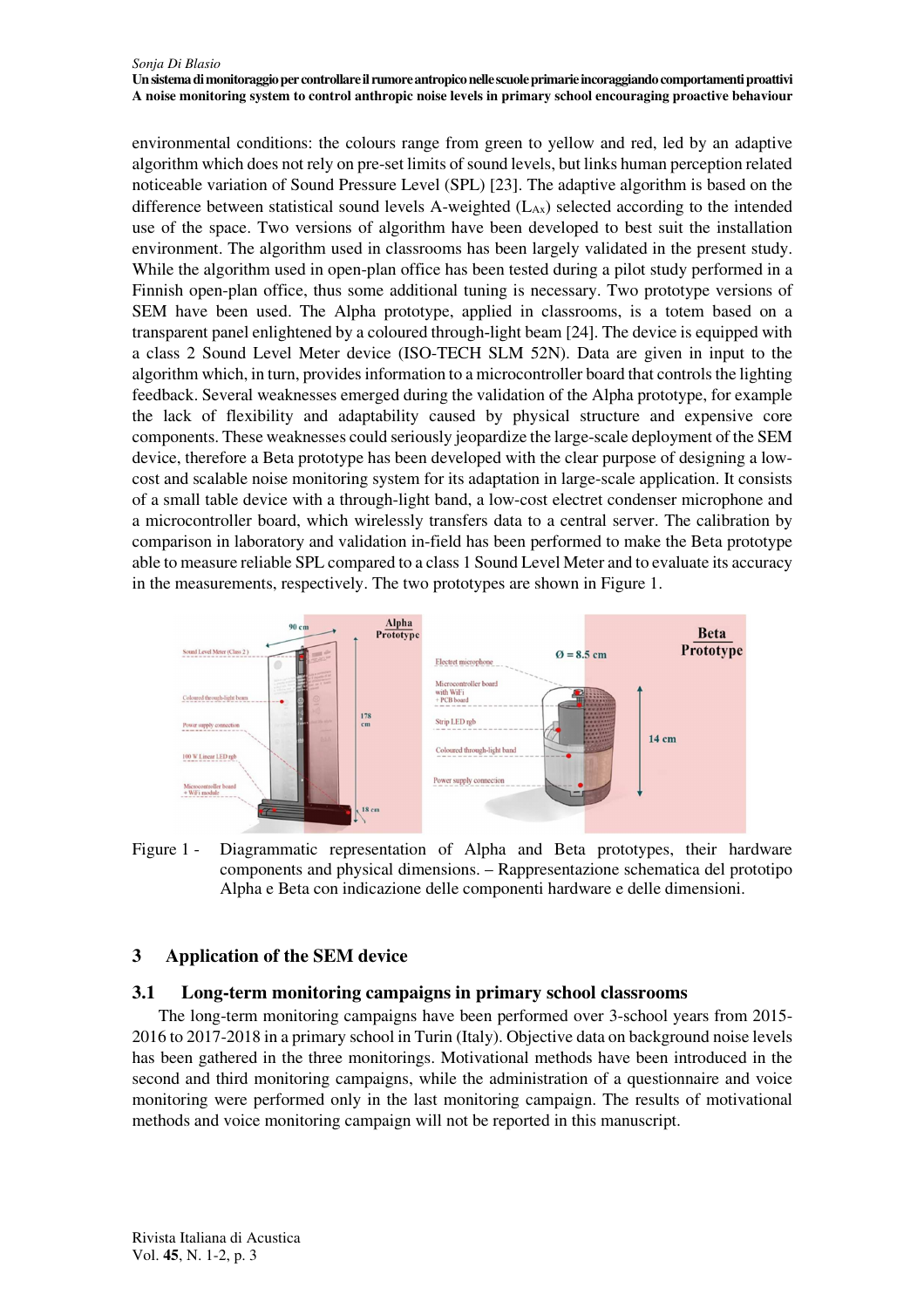environmental conditions: the colours range from green to yellow and red, led by an adaptive algorithm which does not rely on pre-set limits of sound levels, but links human perception related noticeable variation of Sound Pressure Level (SPL) [23]. The adaptive algorithm is based on the difference between statistical sound levels A-weighted ($L_{Ax}$) selected according to the intended use of the space. Two versions of algorithm have been developed to best suit the installation environment. The algorithm used in classrooms has been largely validated in the present study. While the algorithm used in open-plan office has been tested during a pilot study performed in a Finnish open-plan office, thus some additional tuning is necessary. Two prototype versions of SEM have been used. The Alpha prototype, applied in classrooms, is a totem based on a transparent panel enlightened by a coloured through-light beam [24]. The device is equipped with a class 2 Sound Level Meter device (ISO-TECH SLM 52N). Data are given in input to the algorithm which, in turn, provides information to a microcontroller board that controls the lighting feedback. Several weaknesses emerged during the validation of the Alpha prototype, for example the lack of flexibility and adaptability caused by physical structure and expensive core components. These weaknesses could seriously jeopardize the large-scale deployment of the SEM device, therefore a Beta prototype has been developed with the clear purpose of designing a low-cost and scalable noise monitoring system for its adaptation in large-scale application. It consists of a small table device with a through-light band, a low-cost electret condenser microphone and a microcontroller board, which wirelessly transfers data to a central server. The calibration by comparison in laboratory and validation in-field has been performed to make the Beta prototype able to measure reliable SPL compared to a class 1 Sound Level Meter and to evaluate its accuracy in the measurements, respectively. The two prototypes are shown in Figure 1.

Figure 1 - Diagrammatic representation of Alpha and Beta prototypes, their hardware components and physical dimensions. – Rappresentazione schematica del prototipo Alpha e Beta con indicazione delle componenti hardware e delle dimensioni.

## 3 Application of the SEM device

### 3.1 Long-term monitoring campaigns in primary school classrooms

The long-term monitoring campaigns have been performed over 3-school years from 2015-2016 to 2017-2018 in a primary school in Turin (Italy). Objective data on background noise levels has been gathered in the three monitorings. Motivational methods have been introduced in the second and third monitoring campaigns, while the administration of a questionnaire and voice monitoring were performed only in the last monitoring campaign. The results of motivational methods and voice monitoring campaign will not be reported in this manuscript.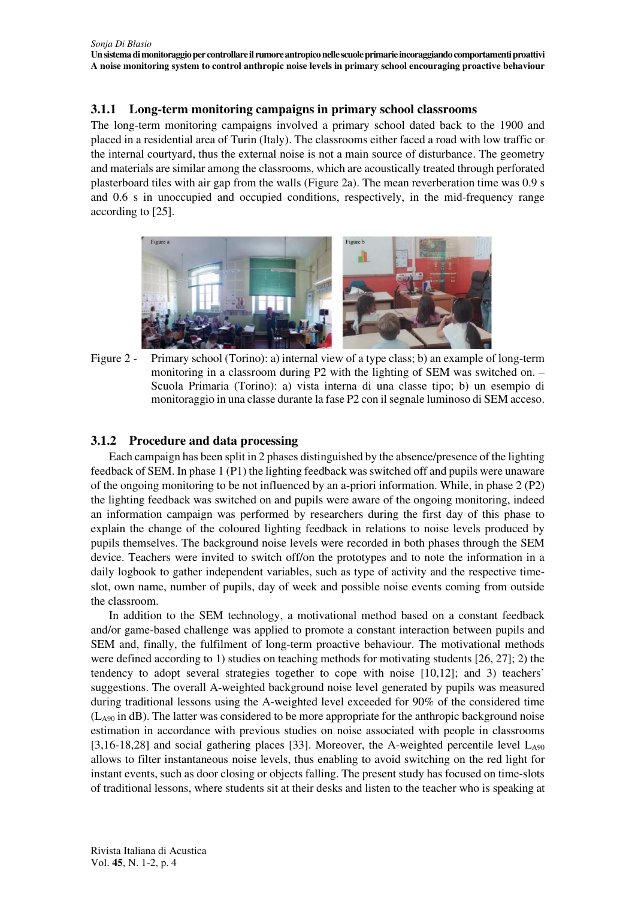### 3.1.1 Long-term monitoring campaigns in primary school classrooms

The long-term monitoring campaigns involved a primary school dated back to the 1900 and placed in a residential area of Turin (Italy). The classrooms either faced a road with low traffic or the internal courtyard, thus the external noise is not a main source of disturbance. The geometry and materials are similar among the classrooms, which are acoustically treated through perforated plasterboard tiles with air gap from the walls (Figure 2a). The mean reverberation time was 0.9 s and 0.6 s in unoccupied and occupied conditions, respectively, in the mid-frequency range according to [25].

Figure 2 - Primary school (Torino): a) internal view of a type class; b) an example of long-term monitoring in a classroom during P2 with the lighting of SEM was switched on. – Scuola Primaria (Torino): a) vista interna di una classe tipo; b) un esempio di monitoraggio in una classe durante la fase P2 con il segnale luminoso di SEM acceso.

### 3.1.2 Procedure and data processing

Each campaign has been split in 2 phases distinguished by the absence/presence of the lighting feedback of SEM. In phase 1 (P1) the lighting feedback was switched off and pupils were unaware of the ongoing monitoring to be not influenced by an a-priori information. While, in phase 2 (P2) the lighting feedback was switched on and pupils were aware of the ongoing monitoring, indeed an information campaign was performed by researchers during the first day of this phase to explain the change of the coloured lighting feedback in relations to noise levels produced by pupils themselves. The background noise levels were recorded in both phases through the SEM device. Teachers were invited to switch off/on the prototypes and to note the information in a daily logbook to gather independent variables, such as type of activity and the respective time-slot, own name, number of pupils, day of week and possible noise events coming from outside the classroom.

In addition to the SEM technology, a motivational method based on a constant feedback and/or game-based challenge was applied to promote a constant interaction between pupils and SEM and, finally, the fulfilment of long-term proactive behaviour. The motivational methods were defined according to 1) studies on teaching methods for motivating students [26, 27]; 2) the tendency to adopt several strategies together to cope with noise [10,12]; and 3) teachers' suggestions. The overall A-weighted background noise level generated by pupils was measured during traditional lessons using the A-weighted level exceeded for 90% of the considered time ($L_{A90}$ in dB). The latter was considered to be more appropriate for the anthropic background noise estimation in accordance with previous studies on noise associated with people in classrooms [3,16-18,28] and social gathering places [33]. Moreover, the A-weighted percentile level $L_{A90}$ allows to filter instantaneous noise levels, thus enabling to avoid switching on the red light for instant events, such as door closing or objects falling. The present study has focused on time-slots of traditional lessons, where students sit at their desks and listen to the teacher who is speaking at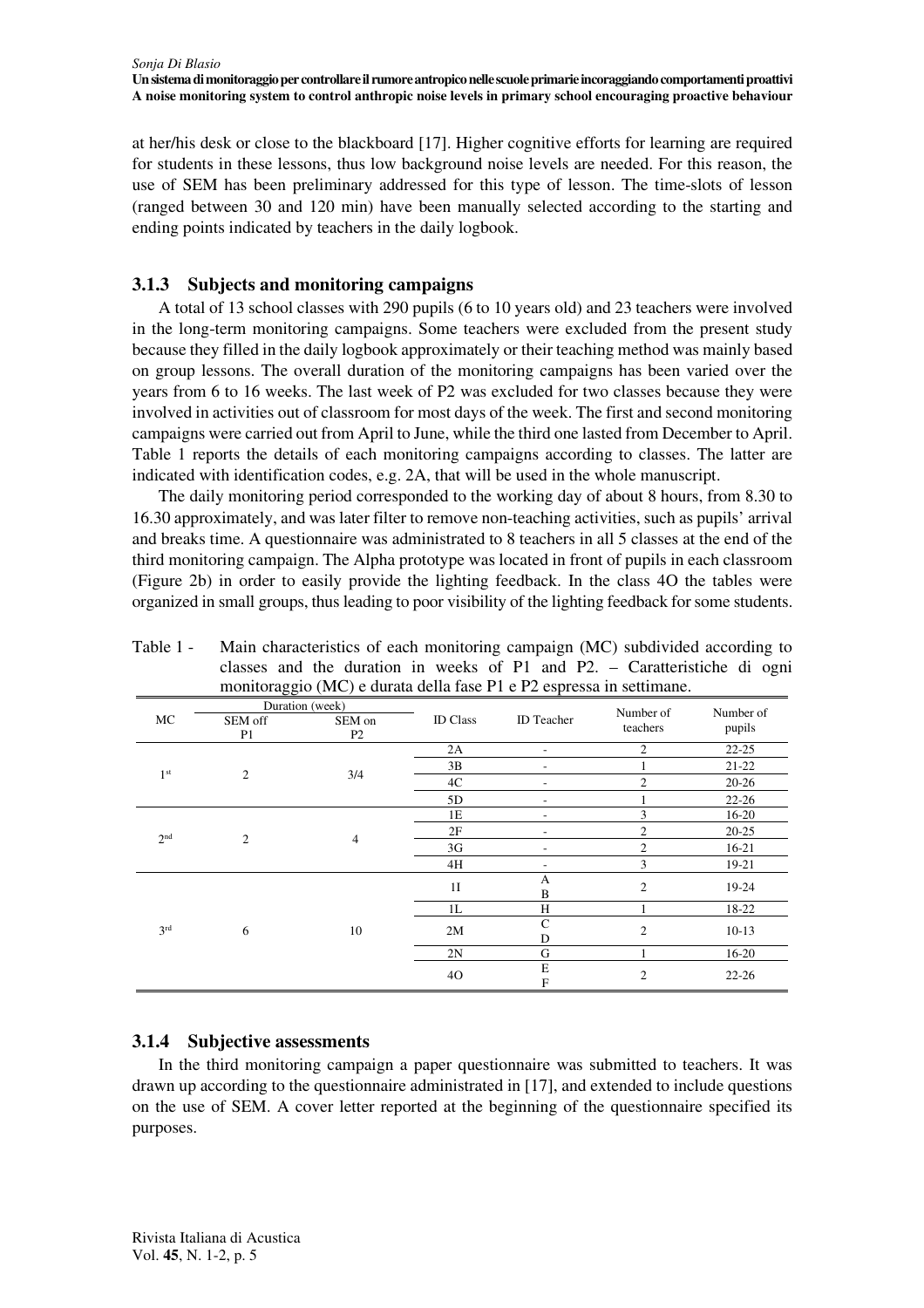at her/his desk or close to the blackboard [17]. Higher cognitive efforts for learning are required for students in these lessons, thus low background noise levels are needed. For this reason, the use of SEM has been preliminary addressed for this type of lesson. The time-slots of lesson (ranged between 30 and 120 min) have been manually selected according to the starting and ending points indicated by teachers in the daily logbook.

### 3.1.3 Subjects and monitoring campaigns

A total of 13 school classes with 290 pupils (6 to 10 years old) and 23 teachers were involved in the long-term monitoring campaigns. Some teachers were excluded from the present study because they filled in the daily logbook approximately or their teaching method was mainly based on group lessons. The overall duration of the monitoring campaigns has been varied over the years from 6 to 16 weeks. The last week of P2 was excluded for two classes because they were involved in activities out of classroom for most days of the week. The first and second monitoring campaigns were carried out from April to June, while the third one lasted from December to April. Table 1 reports the details of each monitoring campaigns according to classes. The latter are indicated with identification codes, e.g. 2A, that will be used in the whole manuscript.

The daily monitoring period corresponded to the working day of about 8 hours, from 8.30 to 16.30 approximately, and was later filter to remove non-teaching activities, such as pupils' arrival and breaks time. A questionnaire was administrated to 8 teachers in all 5 classes at the end of the third monitoring campaign. The Alpha prototype was located in front of pupils in each classroom (Figure 2b) in order to easily provide the lighting feedback. In the class 4O the tables were organized in small groups, thus leading to poor visibility of the lighting feedback for some students.

Table 1 - Main characteristics of each monitoring campaign (MC) subdivided according to classes and the duration in weeks of P1 and P2. – Caratteristiche di ogni monitoraggio (MC) e durata della fase P1 e P2 espressa in settimane.

| MC | Duration (week) | | ID Class | ID Teacher | Number of teachers | Number of pupils |
|---|---|---|---|---|---|---|
| | SEM off P1 | SEM on P2 | | | | |
| 1st | 2 | 3/4 | 2A | - | 2 | 22-25 |
| | | | 3B | - | 1 | 21-22 |
| | | | 4C | - | 2 | 20-26 |
| | | | 5D | - | 1 | 22-26 |
| 2nd | 2 | 4 | 1E | - | 3 | 16-20 |
| | | | 2F | - | 2 | 20-25 |
| | | | 3G | - | 2 | 16-21 |
| | | | 4H | - | 3 | 19-21 |
| 3rd | 6 | 10 | 1I | A B | 2 | 19-24 |
| | | | 1L | H | 1 | 18-22 |
| | | | 2M | C D | 2 | 10-13 |
| | | | 2N | G | 1 | 16-20 |
| | | | 4O | E F | 2 | 22-26 |

### 3.1.4 Subjective assessments

In the third monitoring campaign a paper questionnaire was submitted to teachers. It was drawn up according to the questionnaire administrated in [17], and extended to include questions on the use of SEM. A cover letter reported at the beginning of the questionnaire specified its purposes.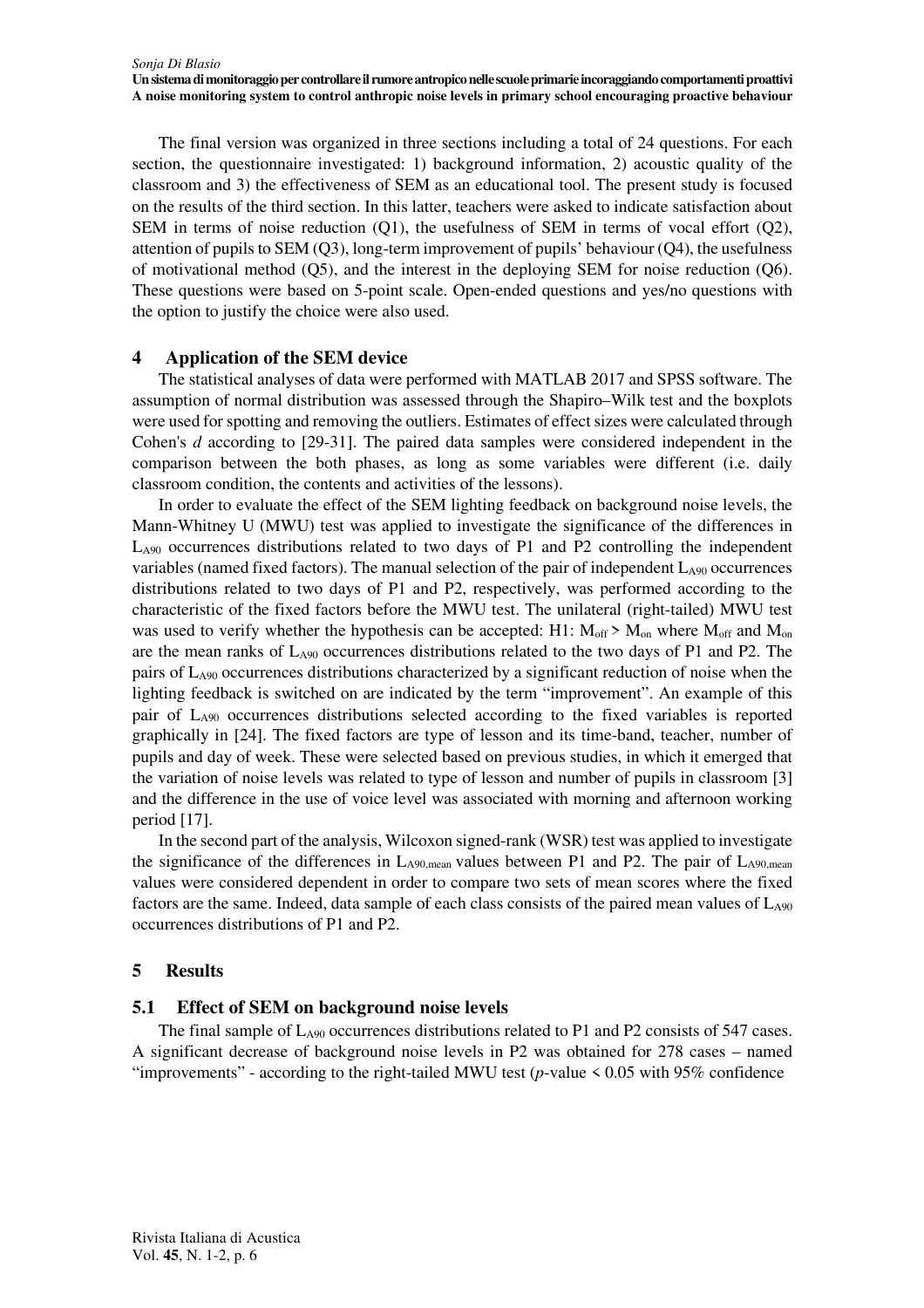The final version was organized in three sections including a total of 24 questions. For each section, the questionnaire investigated: 1) background information, 2) acoustic quality of the classroom and 3) the effectiveness of SEM as an educational tool. The present study is focused on the results of the third section. In this latter, teachers were asked to indicate satisfaction about SEM in terms of noise reduction (Q1), the usefulness of SEM in terms of vocal effort (Q2), attention of pupils to SEM (Q3), long-term improvement of pupils' behaviour (Q4), the usefulness of motivational method (Q5), and the interest in the deploying SEM for noise reduction (Q6). These questions were based on 5-point scale. Open-ended questions and yes/no questions with the option to justify the choice were also used.

## 4 Application of the SEM device

The statistical analyses of data were performed with MATLAB 2017 and SPSS software. The assumption of normal distribution was assessed through the Shapiro–Wilk test and the boxplots were used for spotting and removing the outliers. Estimates of effect sizes were calculated through Cohen's *d* according to [29-31]. The paired data samples were considered independent in the comparison between the both phases, as long as some variables were different (i.e. daily classroom condition, the contents and activities of the lessons).

In order to evaluate the effect of the SEM lighting feedback on background noise levels, the Mann-Whitney U (MWU) test was applied to investigate the significance of the differences in $L_{A90}$ occurrences distributions related to two days of P1 and P2 controlling the independent variables (named fixed factors). The manual selection of the pair of independent $L_{A90}$ occurrences distributions related to two days of P1 and P2, respectively, was performed according to the characteristic of the fixed factors before the MWU test. The unilateral (right-tailed) MWU test was used to verify whether the hypothesis can be accepted: H1: $M_{off} > M_{on}$ where $M_{off}$ and $M_{on}$ are the mean ranks of $L_{A90}$ occurrences distributions related to the two days of P1 and P2. The pairs of $L_{A90}$ occurrences distributions characterized by a significant reduction of noise when the lighting feedback is switched on are indicated by the term "improvement". An example of this pair of $L_{A90}$ occurrences distributions selected according to the fixed variables is reported graphically in [24]. The fixed factors are type of lesson and its time-band, teacher, number of pupils and day of week. These were selected based on previous studies, in which it emerged that the variation of noise levels was related to type of lesson and number of pupils in classroom [3] and the difference in the use of voice level was associated with morning and afternoon working period [17].

In the second part of the analysis, Wilcoxon signed-rank (WSR) test was applied to investigate the significance of the differences in $L_{A90,mean}$ values between P1 and P2. The pair of $L_{A90,mean}$ values were considered dependent in order to compare two sets of mean scores where the fixed factors are the same. Indeed, data sample of each class consists of the paired mean values of $L_{A90}$ occurrences distributions of P1 and P2.

## 5 Results

### 5.1 Effect of SEM on background noise levels

The final sample of $L_{A90}$ occurrences distributions related to P1 and P2 consists of 547 cases. A significant decrease of background noise levels in P2 was obtained for 278 cases – named "improvements" - according to the right-tailed MWU test ($p$-value $< 0.05$ with 95% confidence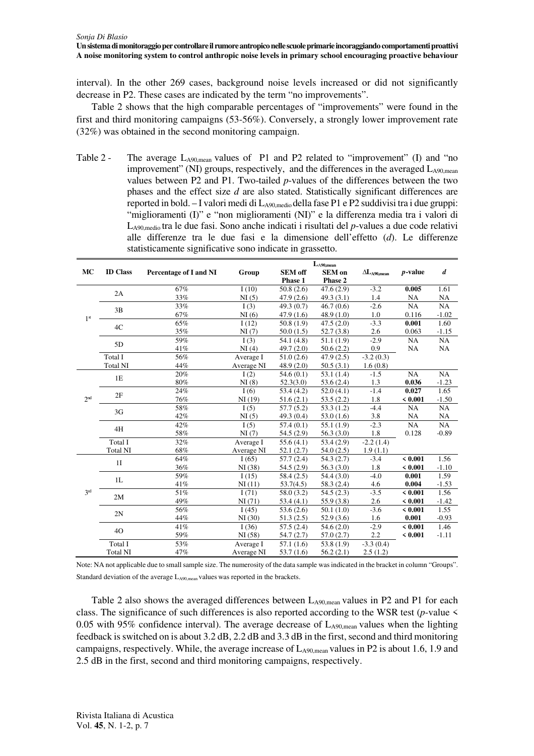interval). In the other 269 cases, background noise levels increased or did not significantly decrease in P2. These cases are indicated by the term "no improvements".

Table 2 shows that the high comparable percentages of "improvements" were found in the first and third monitoring campaigns (53-56%). Conversely, a strongly lower improvement rate (32%) was obtained in the second monitoring campaign.

Table 2 - The average $L_{A90,mean}$ values of P1 and P2 related to "improvement" (I) and "no improvement" (NI) groups, respectively, and the differences in the averaged $L_{A90,mean}$ values between P2 and P1. Two-tailed *p*-values of the differences between the two phases and the effect size *d* are also stated. Statistically significant differences are reported in bold. – I valori medi di $L_{A90,medio}$ della fase P1 e P2 suddivisi tra i due gruppi: "miglioramenti (I)" e "non miglioramenti (NI)" e la differenza media tra i valori di $L_{A90,medio}$ tra le due fasi. Sono anche indicati i risultati del *p*-values a due code relativi alle differenze tra le due fasi e la dimensione dell'effetto (*d*). Le differenze statisticamente significative sono indicate in grassetto.

| MC | ID Class | Percentage of I and NI | Group | $L_{A90,mean}$ SEM off Phase 1 | $L_{A90,mean}$ SEM on Phase 2 | $\Delta L_{A90,mean}$ | *p*-value | *d* |
|---|---|---|---|---|---|---|---|---|
| 1st | 2A | 67% | I (10) | 50.8 (2.6) | 47.6 (2.9) | -3.2 | **0.005** | 1.61 |
| | | 33% | NI (5) | 47.9 (2.6) | 49.3 (3.1) | 1.4 | NA | NA |
| | 3B | 33% | I (3) | 49.3 (0.7) | 46.7 (0.6) | -2.6 | NA | NA |
| | | 67% | NI (6) | 47.9 (1.6) | 48.9 (1.0) | 1.0 | 0.116 | -1.02 |
| | 4C | 65% | I (12) | 50.8 (1.9) | 47.5 (2.0) | -3.3 | **0.001** | 1.60 |
| | | 35% | NI (7) | 50.0 (1.5) | 52.7 (3.8) | 2.6 | 0.063 | -1.15 |
| | 5D | 59% | I (3) | 54.1 (4.8) | 51.1 (1.9) | -2.9 | NA | NA |
| | | 41% | NI (4) | 49.7 (2.0) | 50.6 (2.2) | 0.9 | NA | NA |
| | Total I | 56% | Average I | 51.0 (2.6) | 47.9 (2.5) | -3.2 (0.3) | | |
| | Total NI | 44% | Average NI | 48.9 (2.0) | 50.5 (3.1) | 1.6 (0.8) | | |
| 2nd | 1E | 20% | I (2) | 54.6 (0.1) | 53.1 (1.4) | -1.5 | NA | NA |
| | | 80% | NI (8) | 52.3(3.0) | 53.6 (2.4) | 1.3 | **0.036** | -1.23 |
| | 2F | 24% | I (6) | 53.4 (4.2) | 52.0 (4.1) | -1.4 | **0.027** | 1.65 |
| | | 76% | NI (19) | 51.6 (2.1) | 53.5 (2.2) | 1.8 | **< 0.001** | -1.50 |
| | 3G | 58% | I (5) | 57.7 (5.2) | 53.3 (1.2) | -4.4 | NA | NA |
| | | 42% | NI (5) | 49.3 (0.4) | 53.0 (1.6) | 3.8 | NA | NA |
| | 4H | 42% | I (5) | 57.4 (0.1) | 55.1 (1.9) | -2.3 | NA | NA |
| | | 58% | NI (7) | 54.5 (2.9) | 56.3 (3.0) | 1.8 | 0.128 | -0.89 |
| | Total I | 32% | Average I | 55.6 (4.1) | 53.4 (2.9) | -2.2 (1.4) | | |
| | Total NI | 68% | Average NI | 52.1 (2.7) | 54.0 (2.5) | 1.9 (1.1) | | |
| 3rd | 1I | 64% | I (65) | 57.7 (2.4) | 54.3 (2.7) | -3.4 | **< 0.001** | 1.56 |
| | | 36% | NI (38) | 54.5 (2.9) | 56.3 (3.0) | 1.8 | **< 0.001** | -1.10 |
| | 1L | 59% | I (15) | 58.4 (2.5) | 54.4 (3.0) | -4.0 | **0.001** | 1.59 |
| | | 41% | NI (11) | 53.7(4.5) | 58.3 (2.4) | 4.6 | **0.004** | -1.53 |
| | 2M | 51% | I (71) | 58.0 (3.2) | 54.5 (2.3) | -3.5 | **< 0.001** | 1.56 |
| | | 49% | NI (71) | 53.4 (4.1) | 55.9 (3.8) | 2.6 | **< 0.001** | -1.42 |
| | 2N | 56% | I (45) | 53.6 (2.6) | 50.1 (1.0) | -3.6 | **< 0.001** | 1.55 |
| | | 44% | NI (30) | 51.3 (2.5) | 52.9 (3.6) | 1.6 | **0.001** | -0.93 |
| | 4O | 41% | I (36) | 57.5 (2.4) | 54.6 (2.0) | -2.9 | **< 0.001** | 1.46 |
| | | 59% | NI (58) | 54.7 (2.7) | 57.0 (2.7) | 2.2 | **< 0.001** | -1.11 |
| | Total I | 53% | Average I | 57.1 (1.6) | 53.8 (1.9) | -3.3 (0.4) | | |
| | Total NI | 47% | Average NI | 53.7 (1.6) | 56.2 (2.1) | 2.5 (1.2) | | |

Note: NA not applicable due to small sample size. The numerosity of the data sample was indicated in the bracket in column "Groups". Standard deviation of the average $L_{A90,mean}$ values was reported in the brackets.

Table 2 also shows the averaged differences between $L_{A90,mean}$ values in P2 and P1 for each class. The significance of such differences is also reported according to the WSR test (*p*-value < 0.05 with 95% confidence interval). The average decrease of $L_{A90,mean}$ values when the lighting feedback is switched on is about 3.2 dB, 2.2 dB and 3.3 dB in the first, second and third monitoring campaigns, respectively. While, the average increase of $L_{A90,mean}$ values in P2 is about 1.6, 1.9 and 2.5 dB in the first, second and third monitoring campaigns, respectively.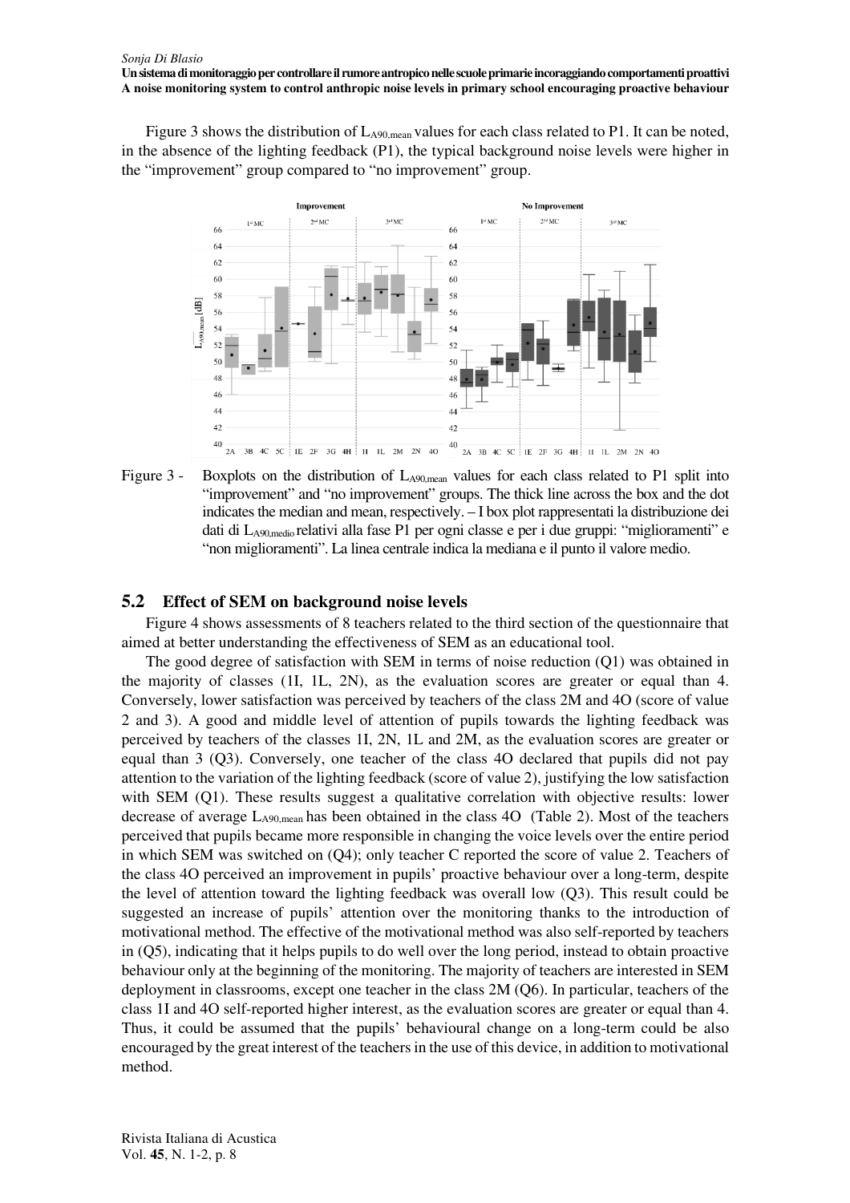Figure 3 shows the distribution of $L_{A90,mean}$ values for each class related to P1. It can be noted, in the absence of the lighting feedback (P1), the typical background noise levels were higher in the "improvement" group compared to "no improvement" group.

Figure 3 - Boxplots on the distribution of $L_{A90,mean}$ values for each class related to P1 split into "improvement" and "no improvement" groups. The thick line across the box and the dot indicates the median and mean, respectively. – I box plot rappresentati la distribuzione dei dati di $L_{A90,medio}$ relativi alla fase P1 per ogni classe e per i due gruppi: "miglioramenti" e "non miglioramenti". La linea centrale indica la mediana e il punto il valore medio.

## 5.2 Effect of SEM on background noise levels

Figure 4 shows assessments of 8 teachers related to the third section of the questionnaire that aimed at better understanding the effectiveness of SEM as an educational tool.

The good degree of satisfaction with SEM in terms of noise reduction (Q1) was obtained in the majority of classes (1I, 1L, 2N), as the evaluation scores are greater or equal than 4. Conversely, lower satisfaction was perceived by teachers of the class 2M and 4O (score of value 2 and 3). A good and middle level of attention of pupils towards the lighting feedback was perceived by teachers of the classes 1I, 2N, 1L and 2M, as the evaluation scores are greater or equal than 3 (Q3). Conversely, one teacher of the class 4O declared that pupils did not pay attention to the variation of the lighting feedback (score of value 2), justifying the low satisfaction with SEM (Q1). These results suggest a qualitative correlation with objective results: lower decrease of average $L_{A90,mean}$ has been obtained in the class 4O (Table 2). Most of the teachers perceived that pupils became more responsible in changing the voice levels over the entire period in which SEM was switched on (Q4); only teacher C reported the score of value 2. Teachers of the class 4O perceived an improvement in pupils' proactive behaviour over a long-term, despite the level of attention toward the lighting feedback was overall low (Q3). This result could be suggested an increase of pupils' attention over the monitoring thanks to the introduction of motivational method. The effective of the motivational method was also self-reported by teachers in (Q5), indicating that it helps pupils to do well over the long period, instead to obtain proactive behaviour only at the beginning of the monitoring. The majority of teachers are interested in SEM deployment in classrooms, except one teacher in the class 2M (Q6). In particular, teachers of the class 1I and 4O self-reported higher interest, as the evaluation scores are greater or equal than 4. Thus, it could be assumed that the pupils' behavioural change on a long-term could be also encouraged by the great interest of the teachers in the use of this device, in addition to motivational method.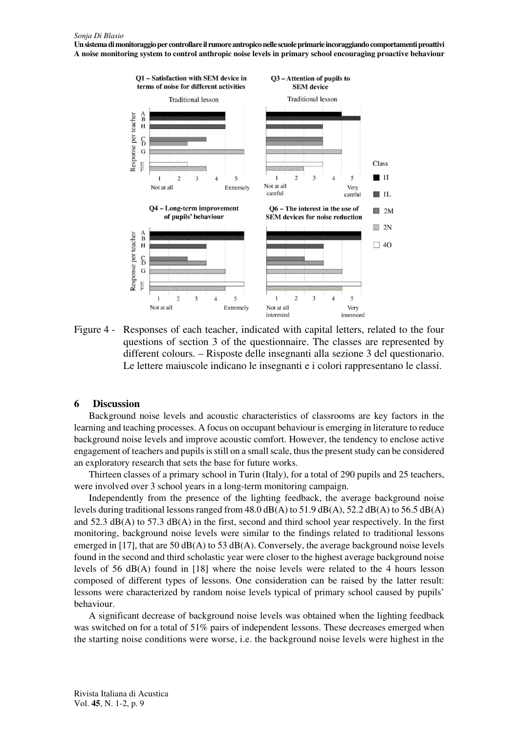Figure 4 - Responses of each teacher, indicated with capital letters, related to the four questions of section 3 of the questionnaire. The classes are represented by different colours. – Risposte delle insegnanti alla sezione 3 del questionario. Le lettere maiuscole indicano le insegnanti e i colori rappresentano le classi.

## 6 Discussion

Background noise levels and acoustic characteristics of classrooms are key factors in the learning and teaching processes. A focus on occupant behaviour is emerging in literature to reduce background noise levels and improve acoustic comfort. However, the tendency to enclose active engagement of teachers and pupils is still on a small scale, thus the present study can be considered an exploratory research that sets the base for future works.

Thirteen classes of a primary school in Turin (Italy), for a total of 290 pupils and 25 teachers, were involved over 3 school years in a long-term monitoring campaign.

Independently from the presence of the lighting feedback, the average background noise levels during traditional lessons ranged from 48.0 dB(A) to 51.9 dB(A), 52.2 dB(A) to 56.5 dB(A) and 52.3 dB(A) to 57.3 dB(A) in the first, second and third school year respectively. In the first monitoring, background noise levels were similar to the findings related to traditional lessons emerged in [17], that are 50 dB(A) to 53 dB(A). Conversely, the average background noise levels found in the second and third scholastic year were closer to the highest average background noise levels of 56 dB(A) found in [18] where the noise levels were related to the 4 hours lesson composed of different types of lessons. One consideration can be raised by the latter result: lessons were characterized by random noise levels typical of primary school caused by pupils' behaviour.

A significant decrease of background noise levels was obtained when the lighting feedback was switched on for a total of 51% pairs of independent lessons. These decreases emerged when the starting noise conditions were worse, i.e. the background noise levels were highest in the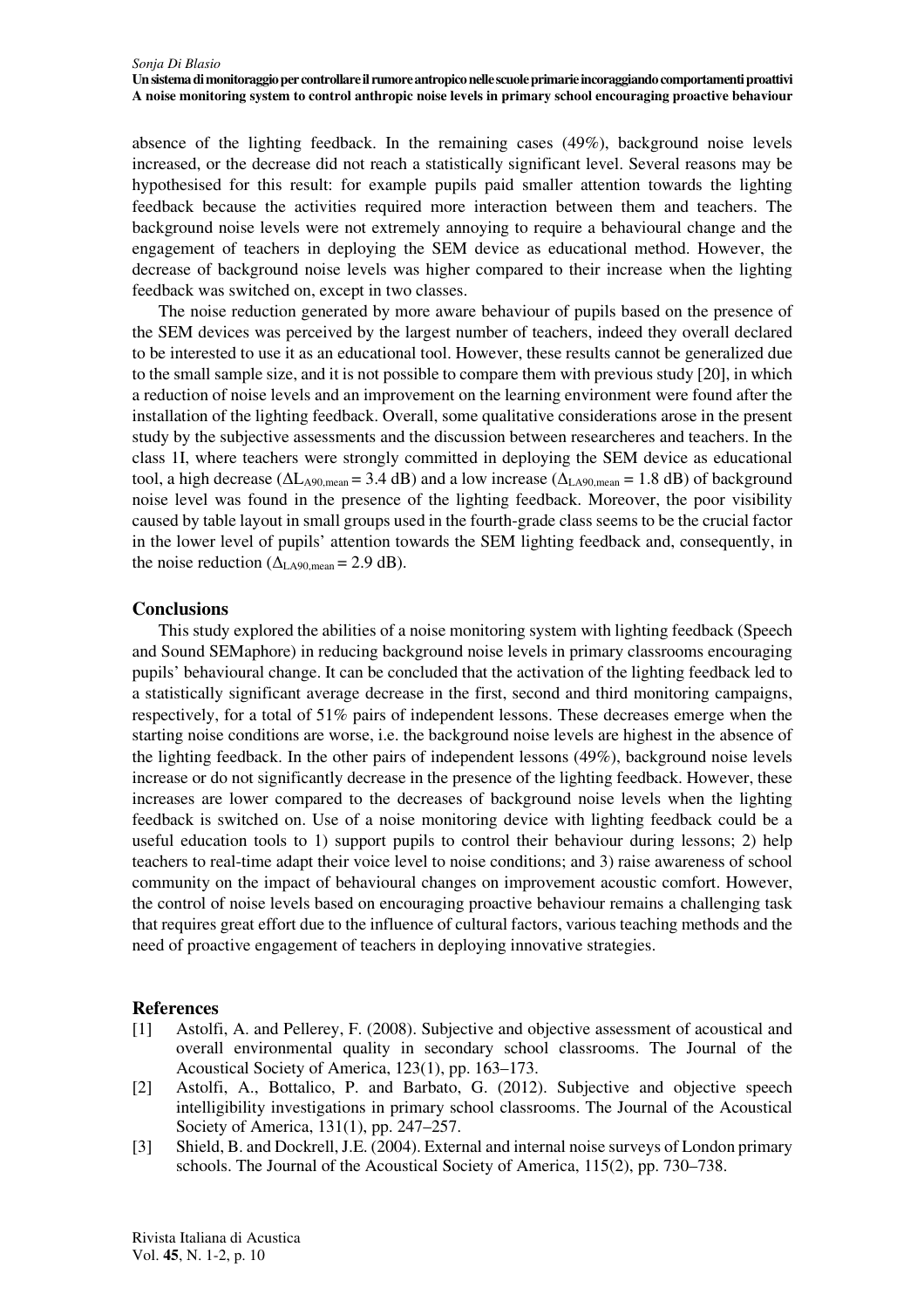absence of the lighting feedback. In the remaining cases (49%), background noise levels increased, or the decrease did not reach a statistically significant level. Several reasons may be hypothesised for this result: for example pupils paid smaller attention towards the lighting feedback because the activities required more interaction between them and teachers. The background noise levels were not extremely annoying to require a behavioural change and the engagement of teachers in deploying the SEM device as educational method. However, the decrease of background noise levels was higher compared to their increase when the lighting feedback was switched on, except in two classes.

The noise reduction generated by more aware behaviour of pupils based on the presence of the SEM devices was perceived by the largest number of teachers, indeed they overall declared to be interested to use it as an educational tool. However, these results cannot be generalized due to the small sample size, and it is not possible to compare them with previous study [20], in which a reduction of noise levels and an improvement on the learning environment were found after the installation of the lighting feedback. Overall, some qualitative considerations arose in the present study by the subjective assessments and the discussion between researcheres and teachers. In the class 1I, where teachers were strongly committed in deploying the SEM device as educational tool, a high decrease ($\Delta L_{A90,mean}$ = 3.4 dB) and a low increase ($\Delta_{LA90,mean}$ = 1.8 dB) of background noise level was found in the presence of the lighting feedback. Moreover, the poor visibility caused by table layout in small groups used in the fourth-grade class seems to be the crucial factor in the lower level of pupils' attention towards the SEM lighting feedback and, consequently, in the noise reduction ($\Delta_{LA90,mean}$ = 2.9 dB).

## Conclusions

This study explored the abilities of a noise monitoring system with lighting feedback (Speech and Sound SEMaphore) in reducing background noise levels in primary classrooms encouraging pupils' behavioural change. It can be concluded that the activation of the lighting feedback led to a statistically significant average decrease in the first, second and third monitoring campaigns, respectively, for a total of 51% pairs of independent lessons. These decreases emerge when the starting noise conditions are worse, i.e. the background noise levels are highest in the absence of the lighting feedback. In the other pairs of independent lessons (49%), background noise levels increase or do not significantly decrease in the presence of the lighting feedback. However, these increases are lower compared to the decreases of background noise levels when the lighting feedback is switched on. Use of a noise monitoring device with lighting feedback could be a useful education tools to 1) support pupils to control their behaviour during lessons; 2) help teachers to real-time adapt their voice level to noise conditions; and 3) raise awareness of school community on the impact of behavioural changes on improvement acoustic comfort. However, the control of noise levels based on encouraging proactive behaviour remains a challenging task that requires great effort due to the influence of cultural factors, various teaching methods and the need of proactive engagement of teachers in deploying innovative strategies.

## References

[1] Astolfi, A. and Pellerey, F. (2008). Subjective and objective assessment of acoustical and overall environmental quality in secondary school classrooms. The Journal of the Acoustical Society of America, 123(1), pp. 163–173.

[2] Astolfi, A., Bottalico, P. and Barbato, G. (2012). Subjective and objective speech intelligibility investigations in primary school classrooms. The Journal of the Acoustical Society of America, 131(1), pp. 247–257.

[3] Shield, B. and Dockrell, J.E. (2004). External and internal noise surveys of London primary schools. The Journal of the Acoustical Society of America, 115(2), pp. 730–738.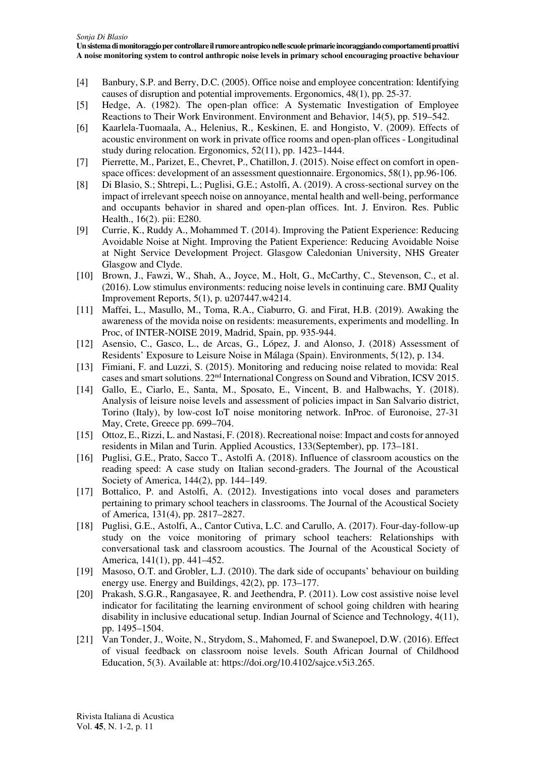[4] Banbury, S.P. and Berry, D.C. (2005). Office noise and employee concentration: Identifying causes of disruption and potential improvements. Ergonomics, 48(1), pp. 25-37.

[5] Hedge, A. (1982). The open-plan office: A Systematic Investigation of Employee Reactions to Their Work Environment. Environment and Behavior, 14(5), pp. 519–542.

[6] Kaarlela-Tuomaala, A., Helenius, R., Keskinen, E. and Hongisto, V. (2009). Effects of acoustic environment on work in private office rooms and open-plan offices - Longitudinal study during relocation. Ergonomics, 52(11), pp. 1423–1444.

[7] Pierrette, M., Parizet, E., Chevret, P., Chatillon, J. (2015). Noise effect on comfort in open-space offices: development of an assessment questionnaire. Ergonomics, 58(1), pp.96-106.

[8] Di Blasio, S.; Shtrepi, L.; Puglisi, G.E.; Astolfi, A. (2019). A cross-sectional survey on the impact of irrelevant speech noise on annoyance, mental health and well-being, performance and occupants behavior in shared and open-plan offices. Int. J. Environ. Res. Public Health., 16(2). pii: E280.

[9] Currie, K., Ruddy A., Mohammed T. (2014). Improving the Patient Experience: Reducing Avoidable Noise at Night. Improving the Patient Experience: Reducing Avoidable Noise at Night Service Development Project. Glasgow Caledonian University, NHS Greater Glasgow and Clyde.

[10] Brown, J., Fawzi, W., Shah, A., Joyce, M., Holt, G., McCarthy, C., Stevenson, C., et al. (2016). Low stimulus environments: reducing noise levels in continuing care. BMJ Quality Improvement Reports, 5(1), p. u207447.w4214.

[11] Maffei, L., Masullo, M., Toma, R.A., Ciaburro, G. and Firat, H.B. (2019). Awaking the awareness of the movida noise on residents: measurements, experiments and modelling. In Proc, of INTER-NOISE 2019, Madrid, Spain, pp. 935-944.

[12] Asensio, C., Gasco, L., de Arcas, G., López, J. and Alonso, J. (2018) Assessment of Residents' Exposure to Leisure Noise in Málaga (Spain). Environments, 5(12), p. 134.

[13] Fimiani, F. and Luzzi, S. (2015). Monitoring and reducing noise related to movida: Real cases and smart solutions. 22nd International Congress on Sound and Vibration, ICSV 2015.

[14] Gallo, E., Ciarlo, E., Santa, M., Sposato, E., Vincent, B. and Halbwachs, Y. (2018). Analysis of leisure noise levels and assessment of policies impact in San Salvario district, Torino (Italy), by low-cost IoT noise monitoring network. InProc. of Euronoise, 27-31 May, Crete, Greece pp. 699–704.

[15] Ottoz, E., Rizzi, L. and Nastasi, F. (2018). Recreational noise: Impact and costs for annoyed residents in Milan and Turin. Applied Acoustics, 133(September), pp. 173–181.

[16] Puglisi, G.E., Prato, Sacco T., Astolfi A. (2018). Influence of classroom acoustics on the reading speed: A case study on Italian second-graders. The Journal of the Acoustical Society of America, 144(2), pp. 144–149.

[17] Bottalico, P. and Astolfi, A. (2012). Investigations into vocal doses and parameters pertaining to primary school teachers in classrooms. The Journal of the Acoustical Society of America, 131(4), pp. 2817–2827.

[18] Puglisi, G.E., Astolfi, A., Cantor Cutiva, L.C. and Carullo, A. (2017). Four-day-follow-up study on the voice monitoring of primary school teachers: Relationships with conversational task and classroom acoustics. The Journal of the Acoustical Society of America, 141(1), pp. 441–452.

[19] Masoso, O.T. and Grobler, L.J. (2010). The dark side of occupants' behaviour on building energy use. Energy and Buildings, 42(2), pp. 173–177.

[20] Prakash, S.G.R., Rangasayee, R. and Jeethendra, P. (2011). Low cost assistive noise level indicator for facilitating the learning environment of school going children with hearing disability in inclusive educational setup. Indian Journal of Science and Technology, 4(11), pp. 1495–1504.

[21] Van Tonder, J., Woite, N., Strydom, S., Mahomed, F. and Swanepoel, D.W. (2016). Effect of visual feedback on classroom noise levels. South African Journal of Childhood Education, 5(3). Available at: https://doi.org/10.4102/sajce.v5i3.265.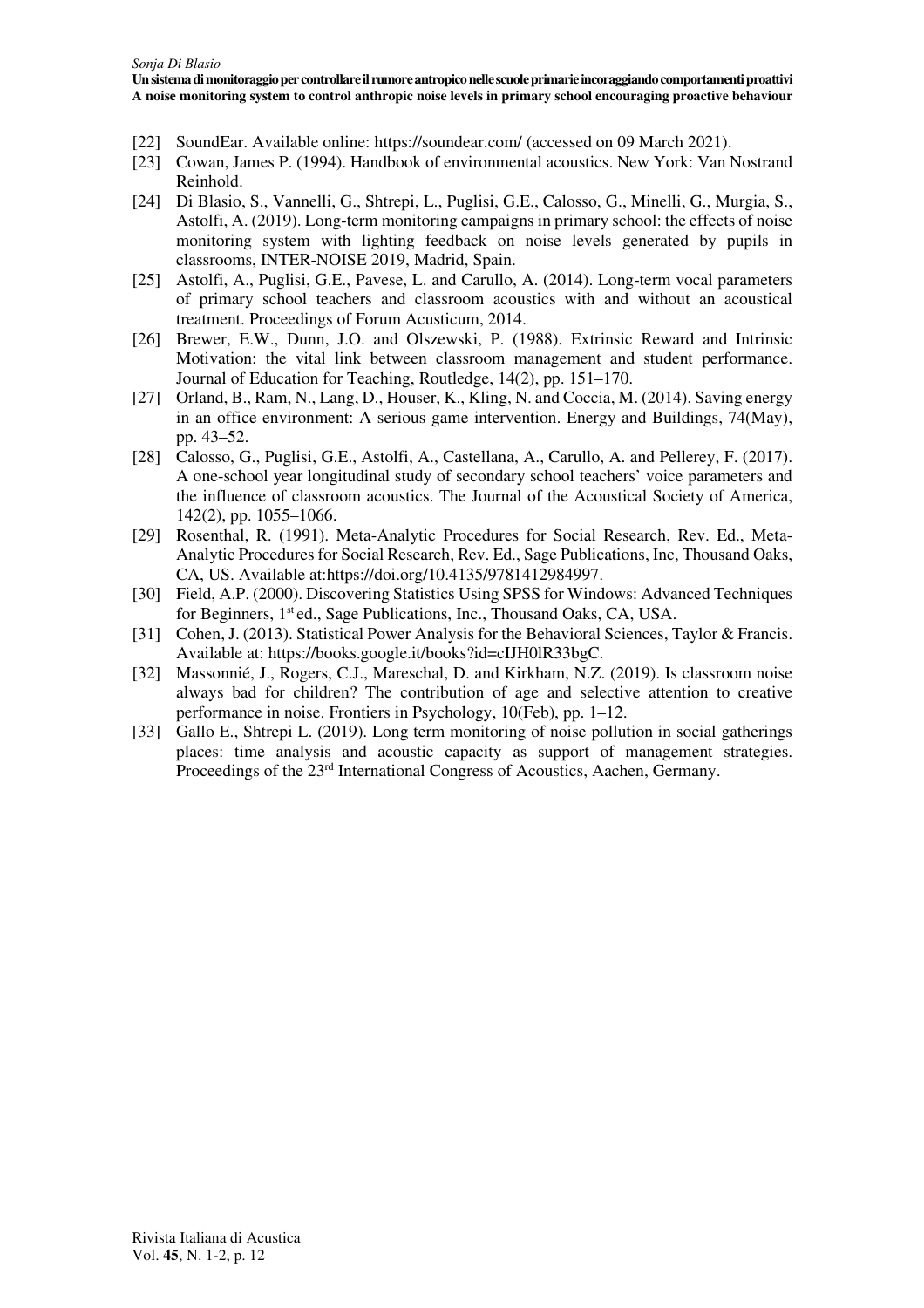[22] SoundEar. Available online: https://soundear.com/ (accessed on 09 March 2021).

[23] Cowan, James P. (1994). Handbook of environmental acoustics. New York: Van Nostrand Reinhold.

[24] Di Blasio, S., Vannelli, G., Shtrepi, L., Puglisi, G.E., Calosso, G., Minelli, G., Murgia, S., Astolfi, A. (2019). Long-term monitoring campaigns in primary school: the effects of noise monitoring system with lighting feedback on noise levels generated by pupils in classrooms, INTER-NOISE 2019, Madrid, Spain.

[25] Astolfi, A., Puglisi, G.E., Pavese, L. and Carullo, A. (2014). Long-term vocal parameters of primary school teachers and classroom acoustics with and without an acoustical treatment. Proceedings of Forum Acusticum, 2014.

[26] Brewer, E.W., Dunn, J.O. and Olszewski, P. (1988). Extrinsic Reward and Intrinsic Motivation: the vital link between classroom management and student performance. Journal of Education for Teaching, Routledge, 14(2), pp. 151–170.

[27] Orland, B., Ram, N., Lang, D., Houser, K., Kling, N. and Coccia, M. (2014). Saving energy in an office environment: A serious game intervention. Energy and Buildings, 74(May), pp. 43–52.

[28] Calosso, G., Puglisi, G.E., Astolfi, A., Castellana, A., Carullo, A. and Pellerey, F. (2017). A one-school year longitudinal study of secondary school teachers' voice parameters and the influence of classroom acoustics. The Journal of the Acoustical Society of America, 142(2), pp. 1055–1066.

[29] Rosenthal, R. (1991). Meta-Analytic Procedures for Social Research, Rev. Ed., Meta-Analytic Procedures for Social Research, Rev. Ed., Sage Publications, Inc, Thousand Oaks, CA, US. Available at:https://doi.org/10.4135/9781412984997.

[30] Field, A.P. (2000). Discovering Statistics Using SPSS for Windows: Advanced Techniques for Beginners, 1st ed., Sage Publications, Inc., Thousand Oaks, CA, USA.

[31] Cohen, J. (2013). Statistical Power Analysis for the Behavioral Sciences, Taylor & Francis. Available at: https://books.google.it/books?id=cIJH0lR33bgC.

[32] Massonnié, J., Rogers, C.J., Mareschal, D. and Kirkham, N.Z. (2019). Is classroom noise always bad for children? The contribution of age and selective attention to creative performance in noise. Frontiers in Psychology, 10(Feb), pp. 1–12.

[33] Gallo E., Shtrepi L. (2019). Long term monitoring of noise pollution in social gatherings places: time analysis and acoustic capacity as support of management strategies. Proceedings of the 23rd International Congress of Acoustics, Aachen, Germany.